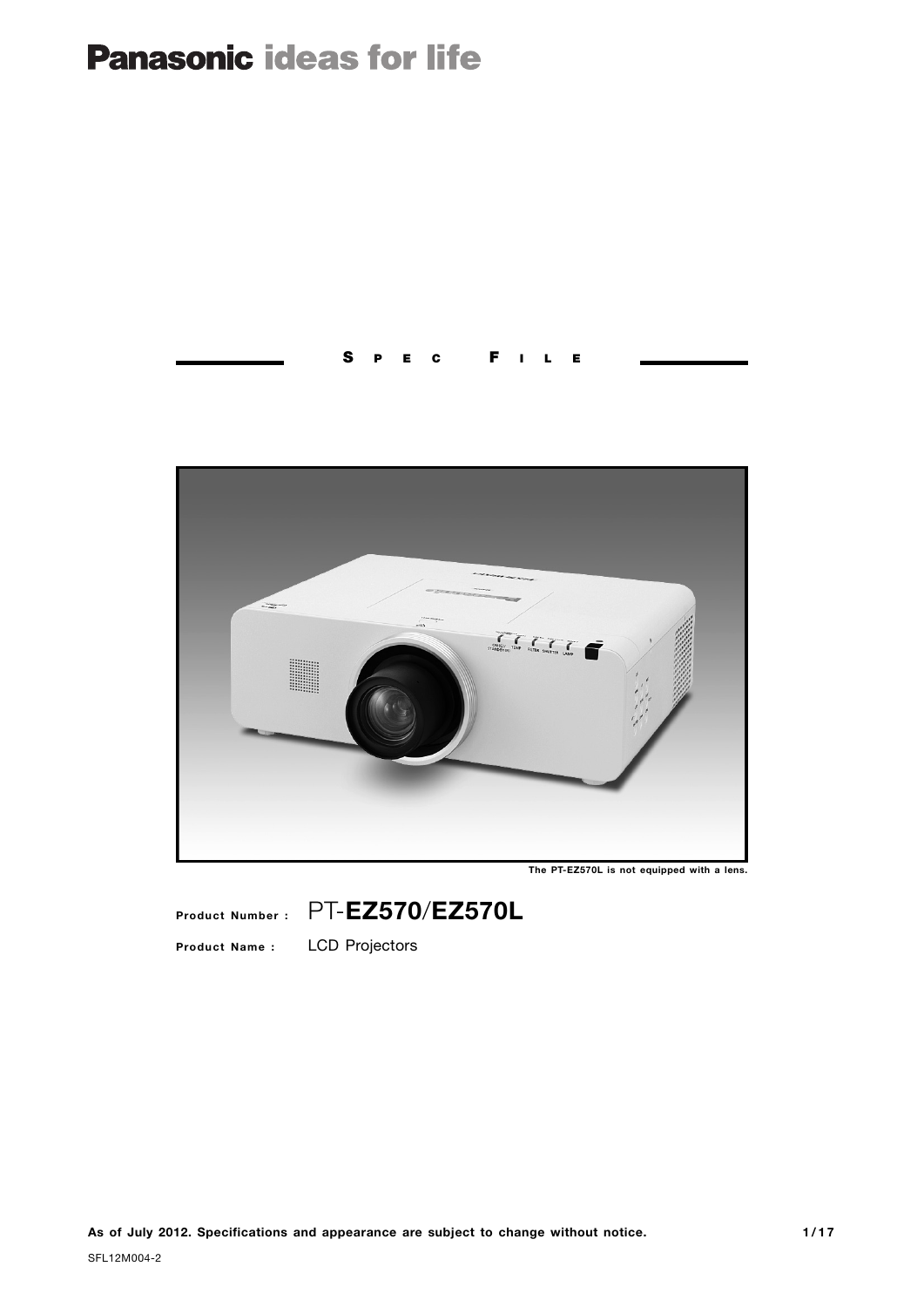Panasonic ideas for life

# SPEC FILE

The PT-EZ570L is not equipped with a lens.

**Product Number :** PT-**EZ570**/**EZ570L**

**Product Name :** LCD Projectors

**As of July 2012. Specifications and appearance are subject to change without notice.**

SFL12M004-2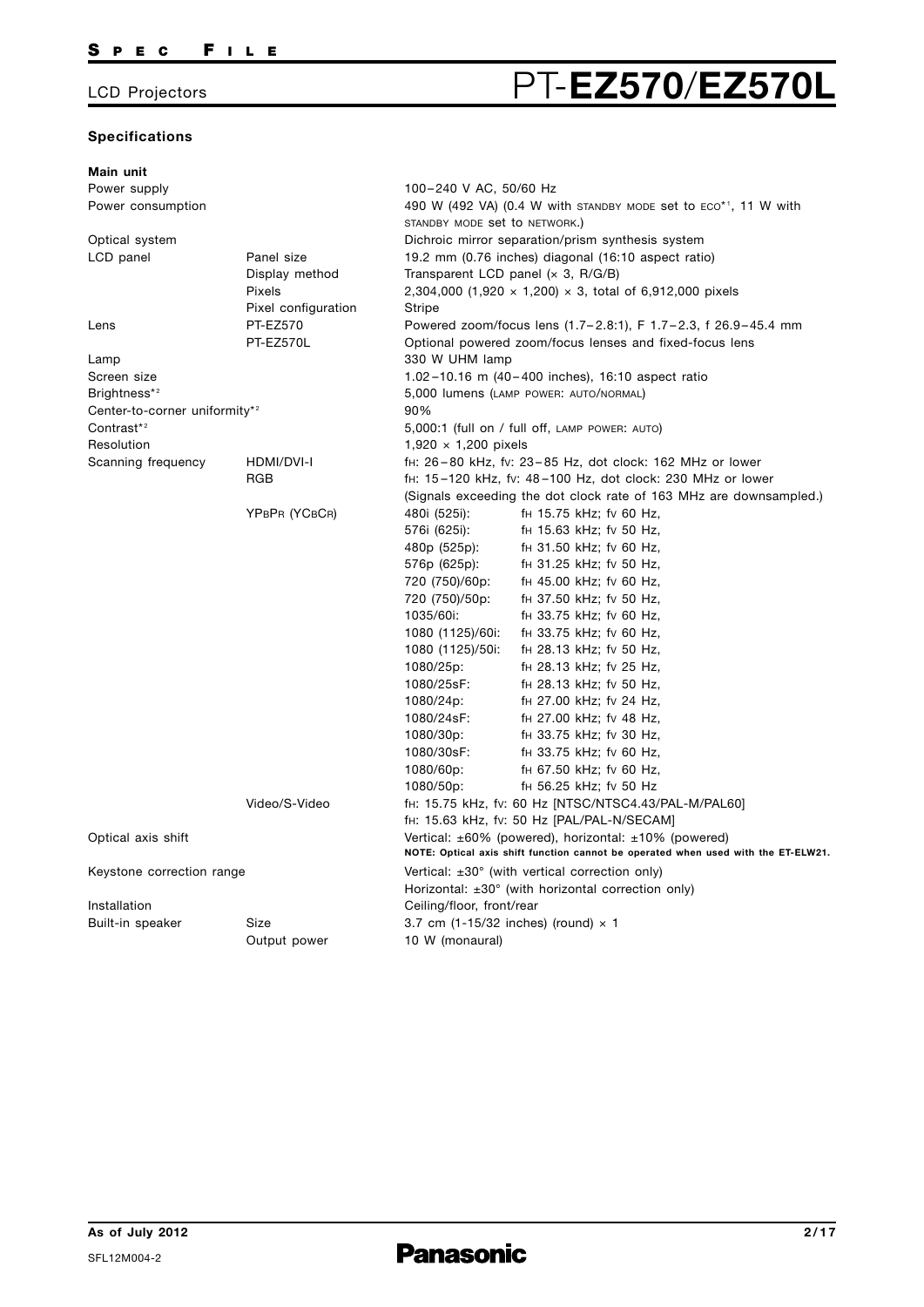## LCD Projectors

# PT-EZ570/EZ570L

### Specifications

**Main unit**

| | | |
|---|---|---|
| Power supply | | 100–240 V AC, 50/60 Hz |
| Power consumption | | 490 W (492 VA) (0.4 W with STANDBY MODE set to ECO*1, 11 W with STANDBY MODE set to NETWORK.) |
| Optical system | | Dichroic mirror separation/prism synthesis system |
| LCD panel | Panel size | 19.2 mm (0.76 inches) diagonal (16:10 aspect ratio) |
| | Display method | Transparent LCD panel (× 3, R/G/B) |
| | Pixels | 2,304,000 (1,920 × 1,200) × 3, total of 6,912,000 pixels |
| | Pixel configuration | Stripe |
| Lens | PT-EZ570 | Powered zoom/focus lens (1.7–2.8:1), F 1.7–2.3, f 26.9–45.4 mm |
| | PT-EZ570L | Optional powered zoom/focus lenses and fixed-focus lens |
| Lamp | | 330 W UHM lamp |
| Screen size | | 1.02–10.16 m (40–400 inches), 16:10 aspect ratio |
| Brightness*2 | | 5,000 lumens (LAMP POWER: AUTO/NORMAL) |
| Center-to-corner uniformity*2 | | 90% |
| Contrast*2 | | 5,000:1 (full on / full off, LAMP POWER: AUTO) |
| Resolution | | 1,920 × 1,200 pixels |
| Scanning frequency | HDMI/DVI-I | fH: 26–80 kHz, fV: 23–85 Hz, dot clock: 162 MHz or lower |
| | RGB | fH: 15–120 kHz, fV: 48–100 Hz, dot clock: 230 MHz or lower<br>(Signals exceeding the dot clock rate of 163 MHz are downsampled.) |
| | YPBPR (YCBCR) | 480i (525i): fH 15.75 kHz; fV 60 Hz,<br>576i (625i): fH 15.63 kHz; fV 50 Hz,<br>480p (525p): fH 31.50 kHz; fV 60 Hz,<br>576p (625p): fH 31.25 kHz; fV 50 Hz,<br>720 (750)/60p: fH 45.00 kHz; fV 60 Hz,<br>720 (750)/50p: fH 37.50 kHz; fV 50 Hz,<br>1035/60i: fH 33.75 kHz; fV 60 Hz,<br>1080 (1125)/60i: fH 33.75 kHz; fV 60 Hz,<br>1080 (1125)/50i: fH 28.13 kHz; fV 50 Hz,<br>1080/25p: fH 28.13 kHz; fV 25 Hz,<br>1080/25sF: fH 28.13 kHz; fV 50 Hz,<br>1080/24p: fH 27.00 kHz; fV 24 Hz,<br>1080/24sF: fH 27.00 kHz; fV 48 Hz,<br>1080/30p: fH 33.75 kHz; fV 30 Hz,<br>1080/30sF: fH 33.75 kHz; fV 60 Hz,<br>1080/60p: fH 67.50 kHz; fV 60 Hz,<br>1080/50p: fH 56.25 kHz; fV 50 Hz |
| | Video/S-Video | fH: 15.75 kHz, fV: 60 Hz [NTSC/NTSC4.43/PAL-M/PAL60]<br>fH: 15.63 kHz, fV: 50 Hz [PAL/PAL-N/SECAM] |
| Optical axis shift | | Vertical: ±60% (powered), horizontal: ±10% (powered)<br>**NOTE: Optical axis shift function cannot be operated when used with the ET-ELW21.** |
| Keystone correction range | | Vertical: ±30° (with vertical correction only)<br>Horizontal: ±30° (with horizontal correction only) |
| Installation | | Ceiling/floor, front/rear |
| Built-in speaker | Size | 3.7 cm (1-15/32 inches) (round) × 1 |
| | Output power | 10 W (monaural) |

**As of July 2012**

SFL12M004-2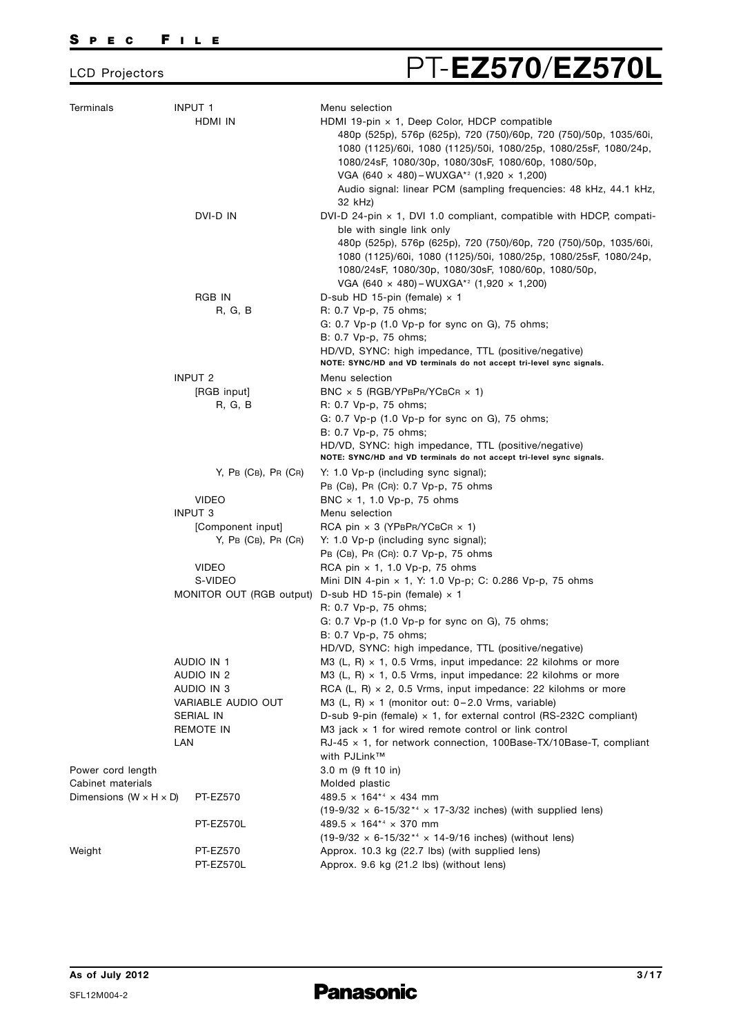LCD Projectors

# PT-EZ570/EZ570L

| | | |
|---|---|---|
| Terminals | INPUT 1 | Menu selection |
| | HDMI IN | HDMI 19-pin × 1, Deep Color, HDCP compatible<br>480p (525p), 576p (625p), 720 (750)/60p, 720 (750)/50p, 1035/60i, 1080 (1125)/60i, 1080 (1125)/50i, 1080/25p, 1080/25sF, 1080/24p, 1080/24sF, 1080/30p, 1080/30sF, 1080/60p, 1080/50p, VGA (640 × 480) – WUXGA*2 (1,920 × 1,200)<br>Audio signal: linear PCM (sampling frequencies: 48 kHz, 44.1 kHz, 32 kHz) |
| | DVI-D IN | DVI-D 24-pin × 1, DVI 1.0 compliant, compatible with HDCP, compatible with single link only<br>480p (525p), 576p (625p), 720 (750)/60p, 720 (750)/50p, 1035/60i, 1080 (1125)/60i, 1080 (1125)/50i, 1080/25p, 1080/25sF, 1080/24p, 1080/24sF, 1080/30p, 1080/30sF, 1080/60p, 1080/50p, VGA (640 × 480) – WUXGA*2 (1,920 × 1,200) |
| | RGB IN | D-sub HD 15-pin (female) × 1 |
| | R, G, B | R: 0.7 Vp-p, 75 ohms;<br>G: 0.7 Vp-p (1.0 Vp-p for sync on G), 75 ohms;<br>B: 0.7 Vp-p, 75 ohms;<br>HD/VD, SYNC: high impedance, TTL (positive/negative)<br>**NOTE: SYNC/HD and VD terminals do not accept tri-level sync signals.** |
| | INPUT 2 | Menu selection |
| | [RGB input] | BNC × 5 (RGB/YPBPR/YCBCR × 1) |
| | R, G, B | R: 0.7 Vp-p, 75 ohms;<br>G: 0.7 Vp-p (1.0 Vp-p for sync on G), 75 ohms;<br>B: 0.7 Vp-p, 75 ohms;<br>HD/VD, SYNC: high impedance, TTL (positive/negative)<br>**NOTE: SYNC/HD and VD terminals do not accept tri-level sync signals.** |
| | Y, PB (CB), PR (CR) | Y: 1.0 Vp-p (including sync signal);<br>PB (CB), PR (CR): 0.7 Vp-p, 75 ohms |
| | VIDEO | BNC × 1, 1.0 Vp-p, 75 ohms |
| | INPUT 3 | Menu selection |
| | [Component input]<br>Y, PB (CB), PR (CR) | RCA pin × 3 (YPBPR/YCBCR × 1)<br>Y: 1.0 Vp-p (including sync signal);<br>PB (CB), PR (CR): 0.7 Vp-p, 75 ohms |
| | VIDEO | RCA pin × 1, 1.0 Vp-p, 75 ohms |
| | S-VIDEO | Mini DIN 4-pin × 1, Y: 1.0 Vp-p; C: 0.286 Vp-p, 75 ohms |
| | MONITOR OUT (RGB output) | D-sub HD 15-pin (female) × 1<br>R: 0.7 Vp-p, 75 ohms;<br>G: 0.7 Vp-p (1.0 Vp-p for sync on G), 75 ohms;<br>B: 0.7 Vp-p, 75 ohms;<br>HD/VD, SYNC: high impedance, TTL (positive/negative) |
| | AUDIO IN 1 | M3 (L, R) × 1, 0.5 Vrms, input impedance: 22 kilohms or more |
| | AUDIO IN 2 | M3 (L, R) × 1, 0.5 Vrms, input impedance: 22 kilohms or more |
| | AUDIO IN 3 | RCA (L, R) × 2, 0.5 Vrms, input impedance: 22 kilohms or more |
| | VARIABLE AUDIO OUT | M3 (L, R) × 1 (monitor out: 0 – 2.0 Vrms, variable) |
| | SERIAL IN | D-sub 9-pin (female) × 1, for external control (RS-232C compliant) |
| | REMOTE IN | M3 jack × 1 for wired remote control or link control |
| | LAN | RJ-45 × 1, for network connection, 100Base-TX/10Base-T, compliant with PJLink™ |
| Power cord length | | 3.0 m (9 ft 10 in) |
| Cabinet materials | | Molded plastic |
| Dimensions (W × H × D) | PT-EZ570 | 489.5 × 164*4 × 434 mm<br>(19-9/32 × 6-15/32*4 × 17-3/32 inches) (with supplied lens) |
| | PT-EZ570L | 489.5 × 164*4 × 370 mm<br>(19-9/32 × 6-15/32*4 × 14-9/16 inches) (without lens) |
| Weight | PT-EZ570 | Approx. 10.3 kg (22.7 lbs) (with supplied lens) |
| | PT-EZ570L | Approx. 9.6 kg (21.2 lbs) (without lens) |

As of July 2012

SFL12M004-2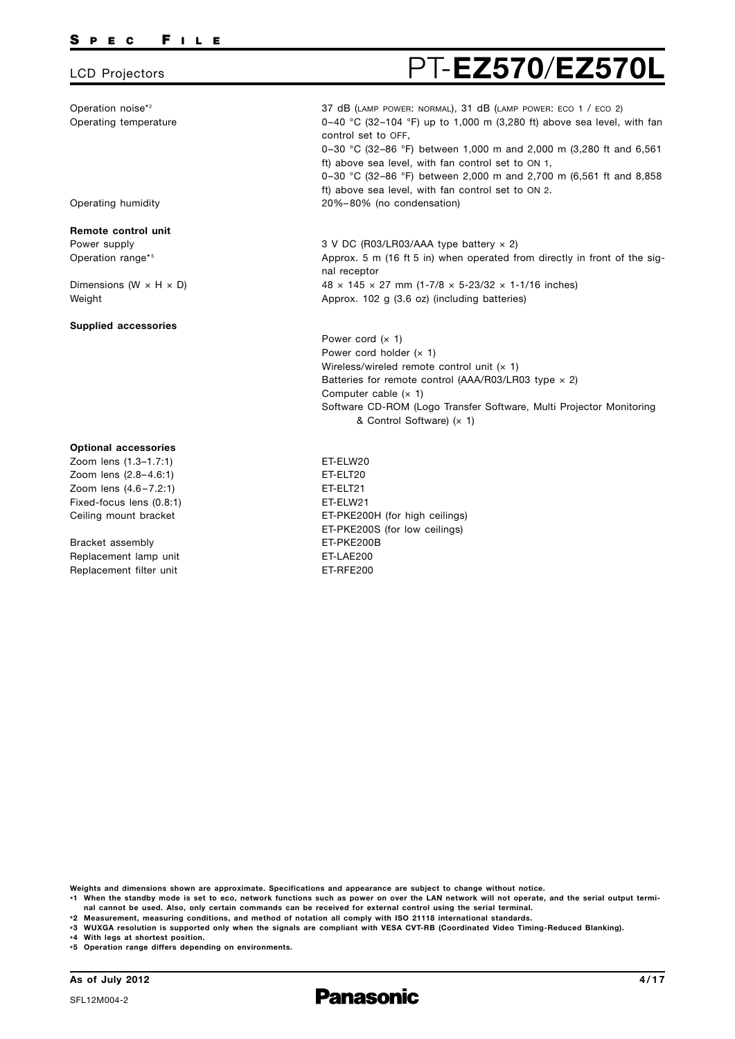LCD Projectors

# PT-**EZ570**/**EZ570L**

| | |
|---|---|
| Operation noise*2 | 37 dB (LAMP POWER: NORMAL), 31 dB (LAMP POWER: ECO 1 / ECO 2) |
| Operating temperature | 0–40 °C (32–104 °F) up to 1,000 m (3,280 ft) above sea level, with fan control set to OFF, 0–30 °C (32–86 °F) between 1,000 m and 2,000 m (3,280 ft and 6,561 ft) above sea level, with fan control set to ON 1, 0–30 °C (32–86 °F) between 2,000 m and 2,700 m (6,561 ft and 8,858 ft) above sea level, with fan control set to ON 2. |
| Operating humidity | 20%–80% (no condensation) |
| **Remote control unit** | |
| Power supply | 3 V DC (R03/LR03/AAA type battery × 2) |
| Operation range*5 | Approx. 5 m (16 ft 5 in) when operated from directly in front of the signal receptor |
| Dimensions (W × H × D) | 48 × 145 × 27 mm (1-7/8 × 5-23/32 × 1-1/16 inches) |
| Weight | Approx. 102 g (3.6 oz) (including batteries) |
| **Supplied accessories** | Power cord (× 1)<br>Power cord holder (× 1)<br>Wireless/wireled remote control unit (× 1)<br>Batteries for remote control (AAA/R03/LR03 type × 2)<br>Computer cable (× 1)<br>Software CD-ROM (Logo Transfer Software, Multi Projector Monitoring & Control Software) (× 1) |
| **Optional accessories** | |
| Zoom lens (1.3–1.7:1) | ET-ELW20 |
| Zoom lens (2.8–4.6:1) | ET-ELT20 |
| Zoom lens (4.6–7.2:1) | ET-ELT21 |
| Fixed-focus lens (0.8:1) | ET-ELW21 |
| Ceiling mount bracket | ET-PKE200H (for high ceilings)<br>ET-PKE200S (for low ceilings) |
| Bracket assembly | ET-PKE200B |
| Replacement lamp unit | ET-LAE200 |
| Replacement filter unit | ET-RFE200 |

**Weights and dimensions shown are approximate. Specifications and appearance are subject to change without notice.**

**\*1 When the standby mode is set to eco, network functions such as power on over the LAN network will not operate, and the serial output terminal cannot be used. Also, only certain commands can be received for external control using the serial terminal.**

**\*2 Measurement, measuring conditions, and method of notation all comply with ISO 21118 international standards.**

**\*3 WUXGA resolution is supported only when the signals are compliant with VESA CVT-RB (Coordinated Video Timing-Reduced Blanking).**

**\*4 With legs at shortest position.**

**\*5 Operation range differs depending on environments.**

**As of July 2012**

SFL12M004-2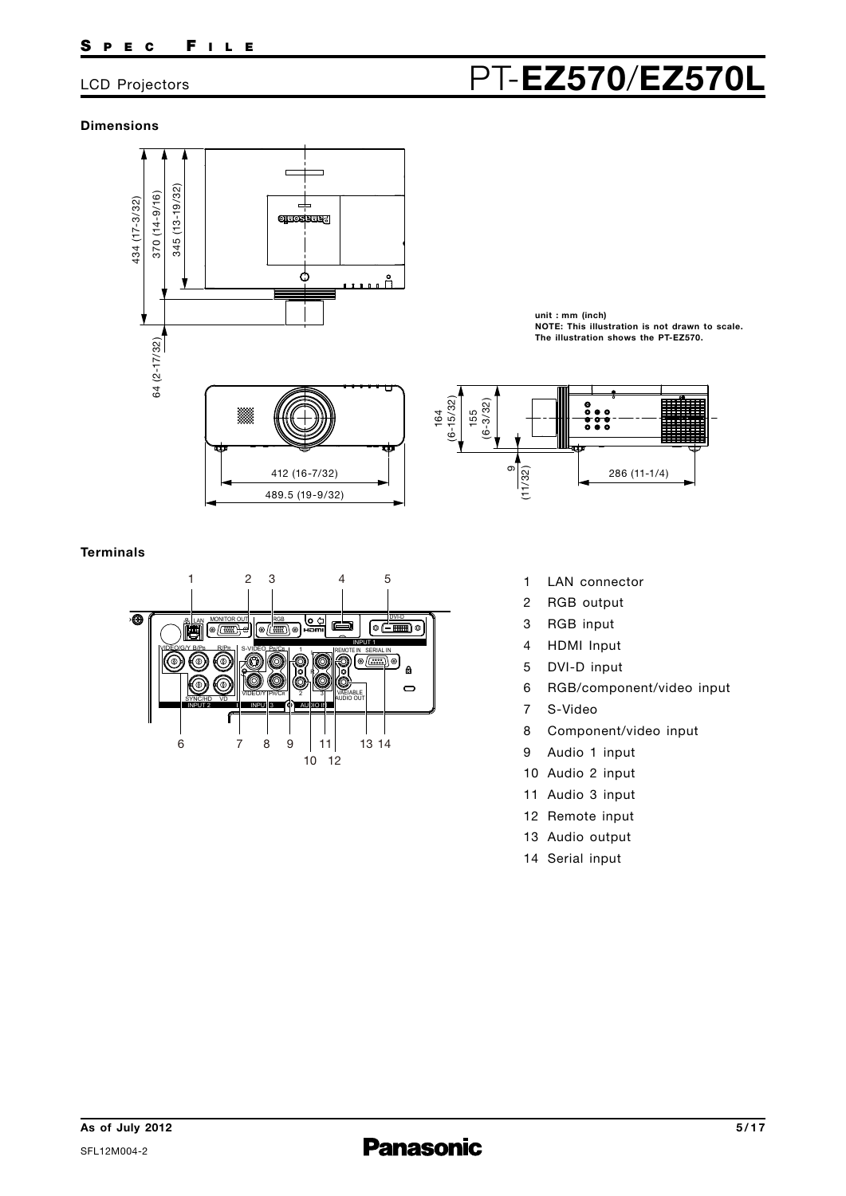LCD Projectors

# PT-EZ570/EZ570L

## Dimensions

unit : mm (inch)
**NOTE: This illustration is not drawn to scale.**
**The illustration shows the PT-EZ570.**

## Terminals

1. LAN connector
2. RGB output
3. RGB input
4. HDMI Input
5. DVI-D input
6. RGB/component/video input
7. S-Video
8. Component/video input
9. Audio 1 input
10. Audio 2 input
11. Audio 3 input
12. Remote input
13. Audio output
14. Serial input

**As of July 2012**

SFL12M004-2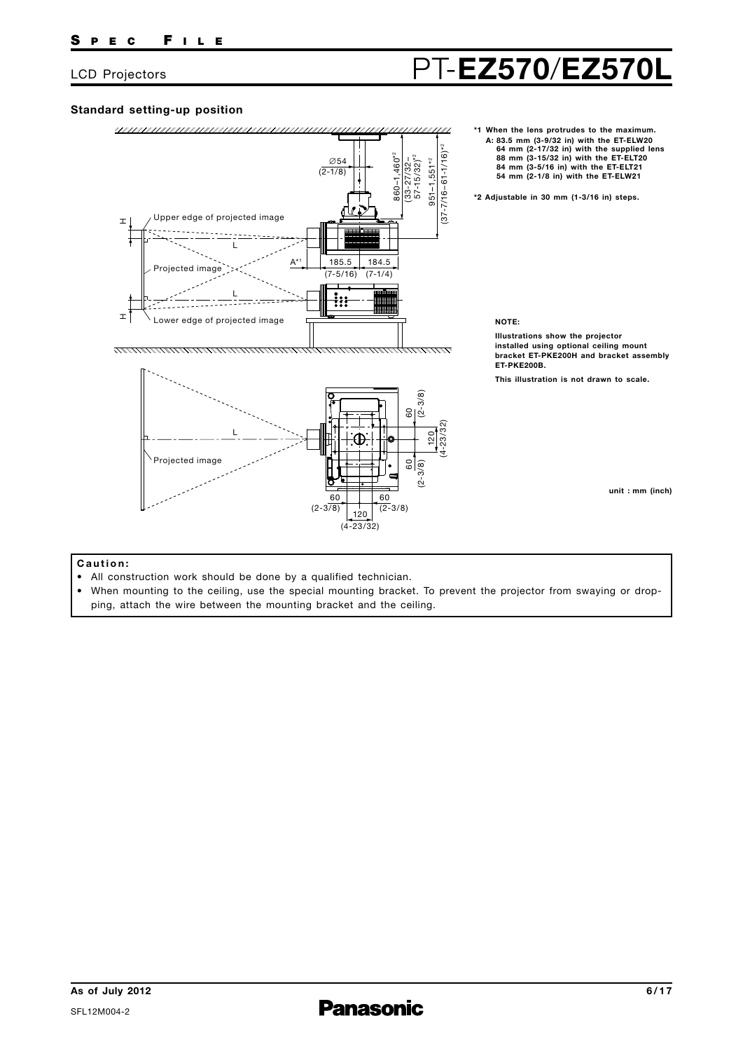## Standard setting-up position

*1 When the lens protrudes to the maximum.
A: 83.5 mm (3-9/32 in) with the ET-ELW20
64 mm (2-17/32 in) with the supplied lens
88 mm (3-15/32 in) with the ET-ELT20
84 mm (3-5/16 in) with the ET-ELT21
54 mm (2-1/8 in) with the ET-ELW21

*2 Adjustable in 30 mm (1-3/16 in) steps.

**NOTE:**

Illustrations show the projector installed using optional ceiling mount bracket ET-PKE200H and bracket assembly ET-PKE200B.

This illustration is not drawn to scale.

unit : mm (inch)

**Caution:**

- All construction work should be done by a qualified technician.
- When mounting to the ceiling, use the special mounting bracket. To prevent the projector from swaying or dropping, attach the wire between the mounting bracket and the ceiling.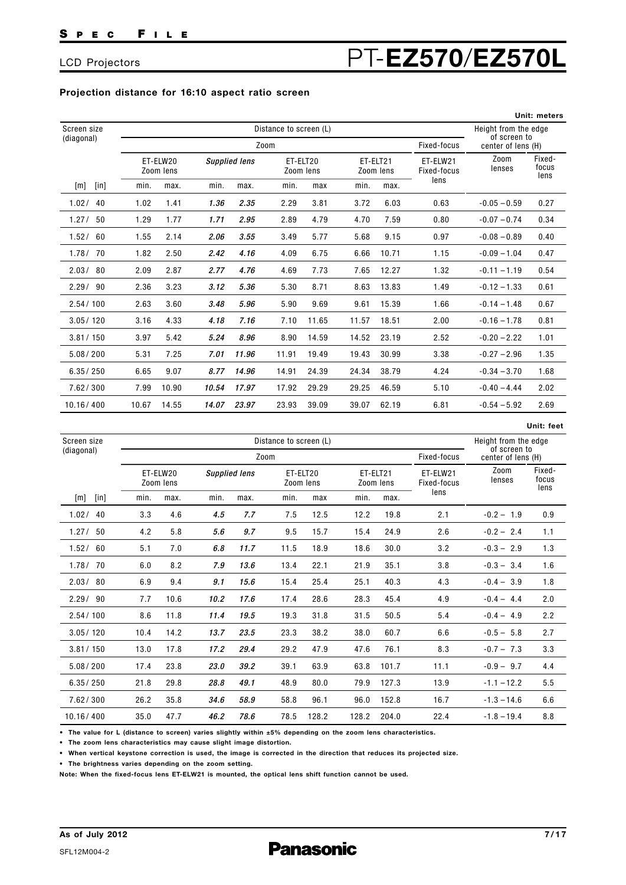# PT-EZ570/EZ570L

LCD Projectors

### Projection distance for 16:10 aspect ratio screen

Unit: meters

| Screen size (diagonal) | | Distance to screen (L) | | | | | | | | | Height from the edge of screen to center of lens (H) | |
|---|---|---|---|---|---|---|---|---|---|---|---|---|
| | | Zoom | | | | | | | | Fixed-focus | | |
| | | ET-ELW20 Zoom lens | | *Supplied lens* | | ET-ELT20 Zoom lens | | ET-ELT21 Zoom lens | | ET-ELW21 Fixed-focus lens | Zoom lenses | Fixed-focus lens |
| [m] | [in] | min. | max. | min. | max. | min. | max | min. | max. | | | |
| 1.02/ | 40 | 1.02 | 1.41 | ***1.36*** | ***2.35*** | 2.29 | 3.81 | 3.72 | 6.03 | 0.63 | −0.05 – 0.59 | 0.27 |
| 1.27/ | 50 | 1.29 | 1.77 | ***1.71*** | ***2.95*** | 2.89 | 4.79 | 4.70 | 7.59 | 0.80 | −0.07 – 0.74 | 0.34 |
| 1.52/ | 60 | 1.55 | 2.14 | ***2.06*** | ***3.55*** | 3.49 | 5.77 | 5.68 | 9.15 | 0.97 | −0.08 – 0.89 | 0.40 |
| 1.78/ | 70 | 1.82 | 2.50 | ***2.42*** | ***4.16*** | 4.09 | 6.75 | 6.66 | 10.71 | 1.15 | −0.09 – 1.04 | 0.47 |
| 2.03/ | 80 | 2.09 | 2.87 | ***2.77*** | ***4.76*** | 4.69 | 7.73 | 7.65 | 12.27 | 1.32 | −0.11 – 1.19 | 0.54 |
| 2.29/ | 90 | 2.36 | 3.23 | ***3.12*** | ***5.36*** | 5.30 | 8.71 | 8.63 | 13.83 | 1.49 | −0.12 – 1.33 | 0.61 |
| 2.54/ | 100 | 2.63 | 3.60 | ***3.48*** | ***5.96*** | 5.90 | 9.69 | 9.61 | 15.39 | 1.66 | −0.14 – 1.48 | 0.67 |
| 3.05/ | 120 | 3.16 | 4.33 | ***4.18*** | ***7.16*** | 7.10 | 11.65 | 11.57 | 18.51 | 2.00 | −0.16 – 1.78 | 0.81 |
| 3.81/ | 150 | 3.97 | 5.42 | ***5.24*** | ***8.96*** | 8.90 | 14.59 | 14.52 | 23.19 | 2.52 | −0.20 – 2.22 | 1.01 |
| 5.08/ | 200 | 5.31 | 7.25 | ***7.01*** | ***11.96*** | 11.91 | 19.49 | 19.43 | 30.99 | 3.38 | −0.27 – 2.96 | 1.35 |
| 6.35/ | 250 | 6.65 | 9.07 | ***8.77*** | ***14.96*** | 14.91 | 24.39 | 24.34 | 38.79 | 4.24 | −0.34 – 3.70 | 1.68 |
| 7.62/ | 300 | 7.99 | 10.90 | ***10.54*** | ***17.97*** | 17.92 | 29.29 | 29.25 | 46.59 | 5.10 | −0.40 – 4.44 | 2.02 |
| 10.16/ | 400 | 10.67 | 14.55 | ***14.07*** | ***23.97*** | 23.93 | 39.09 | 39.07 | 62.19 | 6.81 | −0.54 – 5.92 | 2.69 |

Unit: feet

| Screen size (diagonal) | | Distance to screen (L) | | | | | | | | | Height from the edge of screen to center of lens (H) | |
|---|---|---|---|---|---|---|---|---|---|---|---|---|
| | | Zoom | | | | | | | | Fixed-focus | | |
| | | ET-ELW20 Zoom lens | | *Supplied lens* | | ET-ELT20 Zoom lens | | ET-ELT21 Zoom lens | | ET-ELW21 Fixed-focus lens | Zoom lenses | Fixed-focus lens |
| [m] | [in] | min. | max. | min. | max. | min. | max | min. | max. | | | |
| 1.02/ | 40 | 3.3 | 4.6 | ***4.5*** | ***7.7*** | 7.5 | 12.5 | 12.2 | 19.8 | 2.1 | −0.2 – 1.9 | 0.9 |
| 1.27/ | 50 | 4.2 | 5.8 | ***5.6*** | ***9.7*** | 9.5 | 15.7 | 15.4 | 24.9 | 2.6 | −0.2 – 2.4 | 1.1 |
| 1.52/ | 60 | 5.1 | 7.0 | ***6.8*** | ***11.7*** | 11.5 | 18.9 | 18.6 | 30.0 | 3.2 | −0.3 – 2.9 | 1.3 |
| 1.78/ | 70 | 6.0 | 8.2 | ***7.9*** | ***13.6*** | 13.4 | 22.1 | 21.9 | 35.1 | 3.8 | −0.3 – 3.4 | 1.6 |
| 2.03/ | 80 | 6.9 | 9.4 | ***9.1*** | ***15.6*** | 15.4 | 25.4 | 25.1 | 40.3 | 4.3 | −0.4 – 3.9 | 1.8 |
| 2.29/ | 90 | 7.7 | 10.6 | ***10.2*** | ***17.6*** | 17.4 | 28.6 | 28.3 | 45.4 | 4.9 | −0.4 – 4.4 | 2.0 |
| 2.54/ | 100 | 8.6 | 11.8 | ***11.4*** | ***19.5*** | 19.3 | 31.8 | 31.5 | 50.5 | 5.4 | −0.4 – 4.9 | 2.2 |
| 3.05/ | 120 | 10.4 | 14.2 | ***13.7*** | ***23.5*** | 23.3 | 38.2 | 38.0 | 60.7 | 6.6 | −0.5 – 5.8 | 2.7 |
| 3.81/ | 150 | 13.0 | 17.8 | ***17.2*** | ***29.4*** | 29.2 | 47.9 | 47.6 | 76.1 | 8.3 | −0.7 – 7.3 | 3.3 |
| 5.08/ | 200 | 17.4 | 23.8 | ***23.0*** | ***39.2*** | 39.1 | 63.9 | 63.8 | 101.7 | 11.1 | −0.9 – 9.7 | 4.4 |
| 6.35/ | 250 | 21.8 | 29.8 | ***28.8*** | ***49.1*** | 48.9 | 80.0 | 79.9 | 127.3 | 13.9 | −1.1 – 12.2 | 5.5 |
| 7.62/ | 300 | 26.2 | 35.8 | ***34.6*** | ***58.9*** | 58.8 | 96.1 | 96.0 | 152.8 | 16.7 | −1.3 – 14.6 | 6.6 |
| 10.16/ | 400 | 35.0 | 47.7 | ***46.2*** | ***78.6*** | 78.5 | 128.2 | 128.2 | 204.0 | 22.4 | −1.8 – 19.4 | 8.8 |

- **The value for L (distance to screen) varies slightly within ±5% depending on the zoom lens characteristics.**
- **The zoom lens characteristics may cause slight image distortion.**
- **When vertical keystone correction is used, the image is corrected in the direction that reduces its projected size.**
- **The brightness varies depending on the zoom setting.**

**Note: When the fixed-focus lens ET-ELW21 is mounted, the optical lens shift function cannot be used.**

**As of July 2012**

SFL12M004-2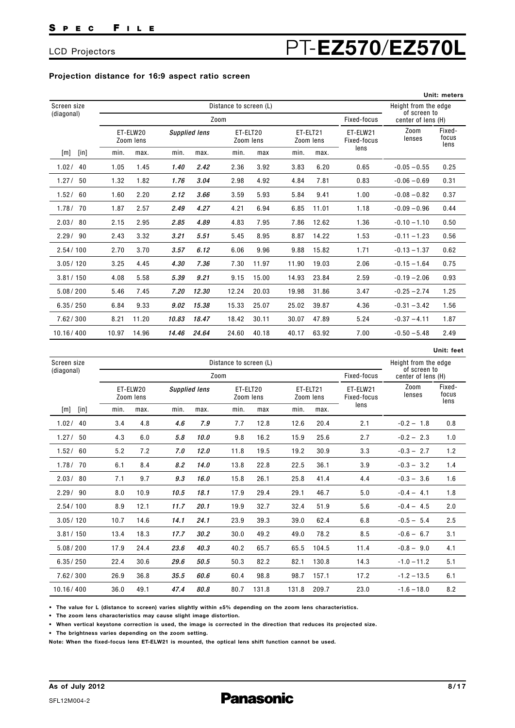# LCD Projectors PT-**EZ570/EZ570L**

### Projection distance for 16:9 aspect ratio screen

Unit: meters

| Screen size (diagonal) | | Distance to screen (L) | | | | | | | | | Height from the edge of screen to center of lens (H) | |
|---|---|---|---|---|---|---|---|---|---|---|---|---|
| | | Zoom | | | | | | | | Fixed-focus | | |
| | | ET-ELW20 Zoom lens | | *Supplied lens* | | ET-ELT20 Zoom lens | | ET-ELT21 Zoom lens | | ET-ELW21 Fixed-focus lens | Zoom lenses | Fixed-focus lens |
| [m] | [in] | min. | max. | min. | max. | min. | max | min. | max. | | | |
| 1.02/ | 40 | 1.05 | 1.45 | ***1.40*** | ***2.42*** | 2.36 | 3.92 | 3.83 | 6.20 | 0.65 | –0.05 – 0.55 | 0.25 |
| 1.27/ | 50 | 1.32 | 1.82 | ***1.76*** | ***3.04*** | 2.98 | 4.92 | 4.84 | 7.81 | 0.83 | –0.06 – 0.69 | 0.31 |
| 1.52/ | 60 | 1.60 | 2.20 | ***2.12*** | ***3.66*** | 3.59 | 5.93 | 5.84 | 9.41 | 1.00 | –0.08 – 0.82 | 0.37 |
| 1.78/ | 70 | 1.87 | 2.57 | ***2.49*** | ***4.27*** | 4.21 | 6.94 | 6.85 | 11.01 | 1.18 | –0.09 – 0.96 | 0.44 |
| 2.03/ | 80 | 2.15 | 2.95 | ***2.85*** | ***4.89*** | 4.83 | 7.95 | 7.86 | 12.62 | 1.36 | –0.10 – 1.10 | 0.50 |
| 2.29/ | 90 | 2.43 | 3.32 | ***3.21*** | ***5.51*** | 5.45 | 8.95 | 8.87 | 14.22 | 1.53 | –0.11 – 1.23 | 0.56 |
| 2.54/ | 100 | 2.70 | 3.70 | ***3.57*** | ***6.12*** | 6.06 | 9.96 | 9.88 | 15.82 | 1.71 | –0.13 – 1.37 | 0.62 |
| 3.05/ | 120 | 3.25 | 4.45 | ***4.30*** | ***7.36*** | 7.30 | 11.97 | 11.90 | 19.03 | 2.06 | –0.15 – 1.64 | 0.75 |
| 3.81/ | 150 | 4.08 | 5.58 | ***5.39*** | ***9.21*** | 9.15 | 15.00 | 14.93 | 23.84 | 2.59 | –0.19 – 2.06 | 0.93 |
| 5.08/ | 200 | 5.46 | 7.45 | ***7.20*** | ***12.30*** | 12.24 | 20.03 | 19.98 | 31.86 | 3.47 | –0.25 – 2.74 | 1.25 |
| 6.35/ | 250 | 6.84 | 9.33 | ***9.02*** | ***15.38*** | 15.33 | 25.07 | 25.02 | 39.87 | 4.36 | –0.31 – 3.42 | 1.56 |
| 7.62/ | 300 | 8.21 | 11.20 | ***10.83*** | ***18.47*** | 18.42 | 30.11 | 30.07 | 47.89 | 5.24 | –0.37 – 4.11 | 1.87 |
| 10.16/ | 400 | 10.97 | 14.96 | ***14.46*** | ***24.64*** | 24.60 | 40.18 | 40.17 | 63.92 | 7.00 | –0.50 – 5.48 | 2.49 |

Unit: feet

| Screen size (diagonal) | | Distance to screen (L) | | | | | | | | | Height from the edge of screen to center of lens (H) | |
|---|---|---|---|---|---|---|---|---|---|---|---|---|
| | | Zoom | | | | | | | | Fixed-focus | | |
| | | ET-ELW20 Zoom lens | | *Supplied lens* | | ET-ELT20 Zoom lens | | ET-ELT21 Zoom lens | | ET-ELW21 Fixed-focus lens | Zoom lenses | Fixed-focus lens |
| [m] | [in] | min. | max. | min. | max. | min. | max | min. | max. | | | |
| 1.02/ | 40 | 3.4 | 4.8 | ***4.6*** | ***7.9*** | 7.7 | 12.8 | 12.6 | 20.4 | 2.1 | –0.2 – 1.8 | 0.8 |
| 1.27/ | 50 | 4.3 | 6.0 | ***5.8*** | ***10.0*** | 9.8 | 16.2 | 15.9 | 25.6 | 2.7 | –0.2 – 2.3 | 1.0 |
| 1.52/ | 60 | 5.2 | 7.2 | ***7.0*** | ***12.0*** | 11.8 | 19.5 | 19.2 | 30.9 | 3.3 | –0.3 – 2.7 | 1.2 |
| 1.78/ | 70 | 6.1 | 8.4 | ***8.2*** | ***14.0*** | 13.8 | 22.8 | 22.5 | 36.1 | 3.9 | –0.3 – 3.2 | 1.4 |
| 2.03/ | 80 | 7.1 | 9.7 | ***9.3*** | ***16.0*** | 15.8 | 26.1 | 25.8 | 41.4 | 4.4 | –0.3 – 3.6 | 1.6 |
| 2.29/ | 90 | 8.0 | 10.9 | ***10.5*** | ***18.1*** | 17.9 | 29.4 | 29.1 | 46.7 | 5.0 | –0.4 – 4.1 | 1.8 |
| 2.54/ | 100 | 8.9 | 12.1 | ***11.7*** | ***20.1*** | 19.9 | 32.7 | 32.4 | 51.9 | 5.6 | –0.4 – 4.5 | 2.0 |
| 3.05/ | 120 | 10.7 | 14.6 | ***14.1*** | ***24.1*** | 23.9 | 39.3 | 39.0 | 62.4 | 6.8 | –0.5 – 5.4 | 2.5 |
| 3.81/ | 150 | 13.4 | 18.3 | ***17.7*** | ***30.2*** | 30.0 | 49.2 | 49.0 | 78.2 | 8.5 | –0.6 – 6.7 | 3.1 |
| 5.08/ | 200 | 17.9 | 24.4 | ***23.6*** | ***40.3*** | 40.2 | 65.7 | 65.5 | 104.5 | 11.4 | –0.8 – 9.0 | 4.1 |
| 6.35/ | 250 | 22.4 | 30.6 | ***29.6*** | ***50.5*** | 50.3 | 82.2 | 82.1 | 130.8 | 14.3 | –1.0 – 11.2 | 5.1 |
| 7.62/ | 300 | 26.9 | 36.8 | ***35.5*** | ***60.6*** | 60.4 | 98.8 | 98.7 | 157.1 | 17.2 | –1.2 – 13.5 | 6.1 |
| 10.16/ | 400 | 36.0 | 49.1 | ***47.4*** | ***80.8*** | 80.7 | 131.8 | 131.8 | 209.7 | 23.0 | –1.6 – 18.0 | 8.2 |

- **The value for L (distance to screen) varies slightly within ±5% depending on the zoom lens characteristics.**
- **The zoom lens characteristics may cause slight image distortion.**
- **When vertical keystone correction is used, the image is corrected in the direction that reduces its projected size.**
- **The brightness varies depending on the zoom setting.**

**Note: When the fixed-focus lens ET-ELW21 is mounted, the optical lens shift function cannot be used.**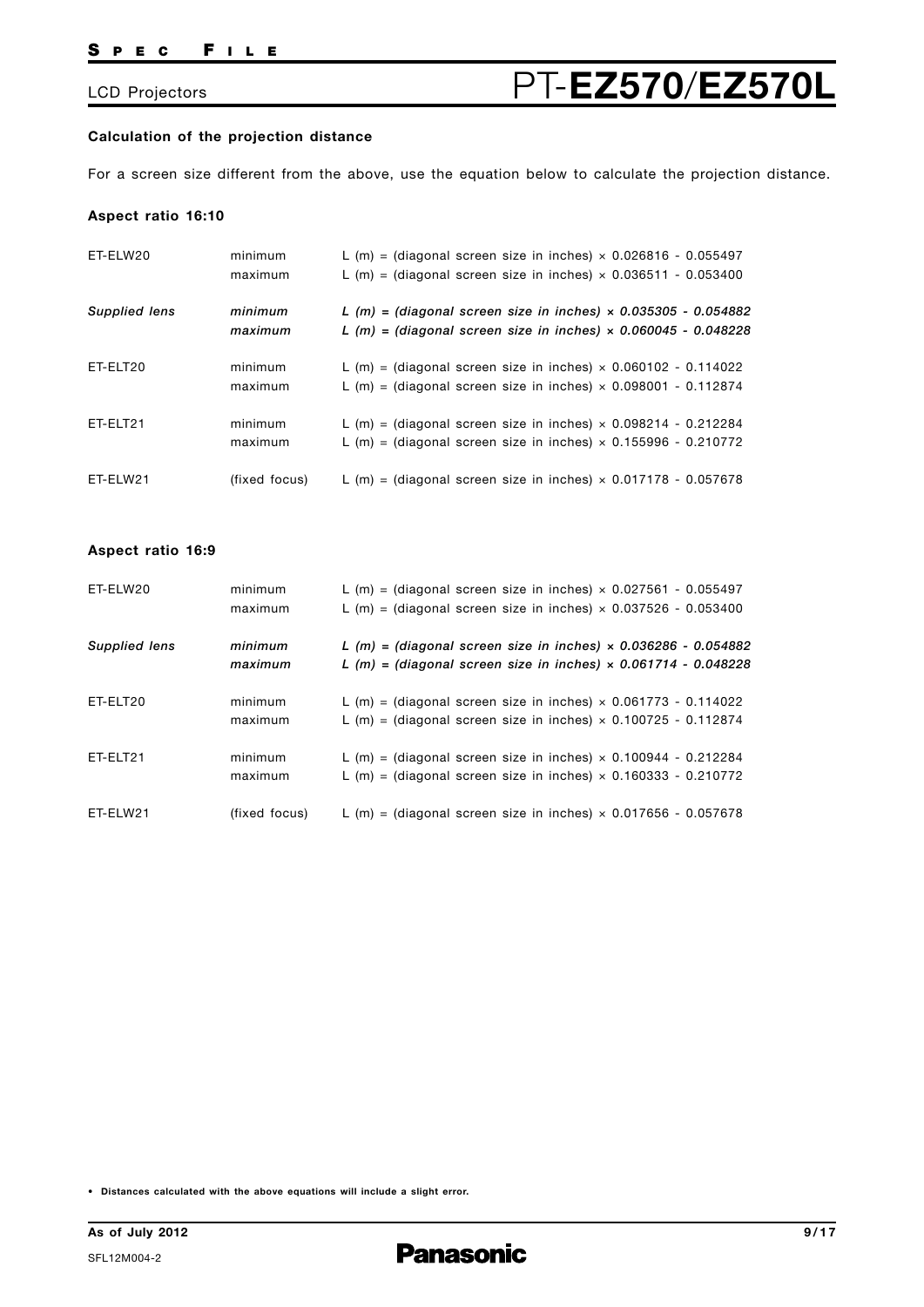### Calculation of the projection distance

For a screen size different from the above, use the equation below to calculate the projection distance.

#### Aspect ratio 16:10

| | | |
|---|---|---|
| ET-ELW20 | minimum | L (m) = (diagonal screen size in inches) × 0.026816 - 0.055497 |
| | maximum | L (m) = (diagonal screen size in inches) × 0.036511 - 0.053400 |
| ***Supplied lens*** | ***minimum*** | ***L (m) = (diagonal screen size in inches) × 0.035305 - 0.054882*** |
| | ***maximum*** | ***L (m) = (diagonal screen size in inches) × 0.060045 - 0.048228*** |
| ET-ELT20 | minimum | L (m) = (diagonal screen size in inches) × 0.060102 - 0.114022 |
| | maximum | L (m) = (diagonal screen size in inches) × 0.098001 - 0.112874 |
| ET-ELT21 | minimum | L (m) = (diagonal screen size in inches) × 0.098214 - 0.212284 |
| | maximum | L (m) = (diagonal screen size in inches) × 0.155996 - 0.210772 |
| ET-ELW21 | (fixed focus) | L (m) = (diagonal screen size in inches) × 0.017178 - 0.057678 |

#### Aspect ratio 16:9

| | | |
|---|---|---|
| ET-ELW20 | minimum | L (m) = (diagonal screen size in inches) × 0.027561 - 0.055497 |
| | maximum | L (m) = (diagonal screen size in inches) × 0.037526 - 0.053400 |
| ***Supplied lens*** | ***minimum*** | ***L (m) = (diagonal screen size in inches) × 0.036286 - 0.054882*** |
| | ***maximum*** | ***L (m) = (diagonal screen size in inches) × 0.061714 - 0.048228*** |
| ET-ELT20 | minimum | L (m) = (diagonal screen size in inches) × 0.061773 - 0.114022 |
| | maximum | L (m) = (diagonal screen size in inches) × 0.100725 - 0.112874 |
| ET-ELT21 | minimum | L (m) = (diagonal screen size in inches) × 0.100944 - 0.212284 |
| | maximum | L (m) = (diagonal screen size in inches) × 0.160333 - 0.210772 |
| ET-ELW21 | (fixed focus) | L (m) = (diagonal screen size in inches) × 0.017656 - 0.057678 |

- **Distances calculated with the above equations will include a slight error.**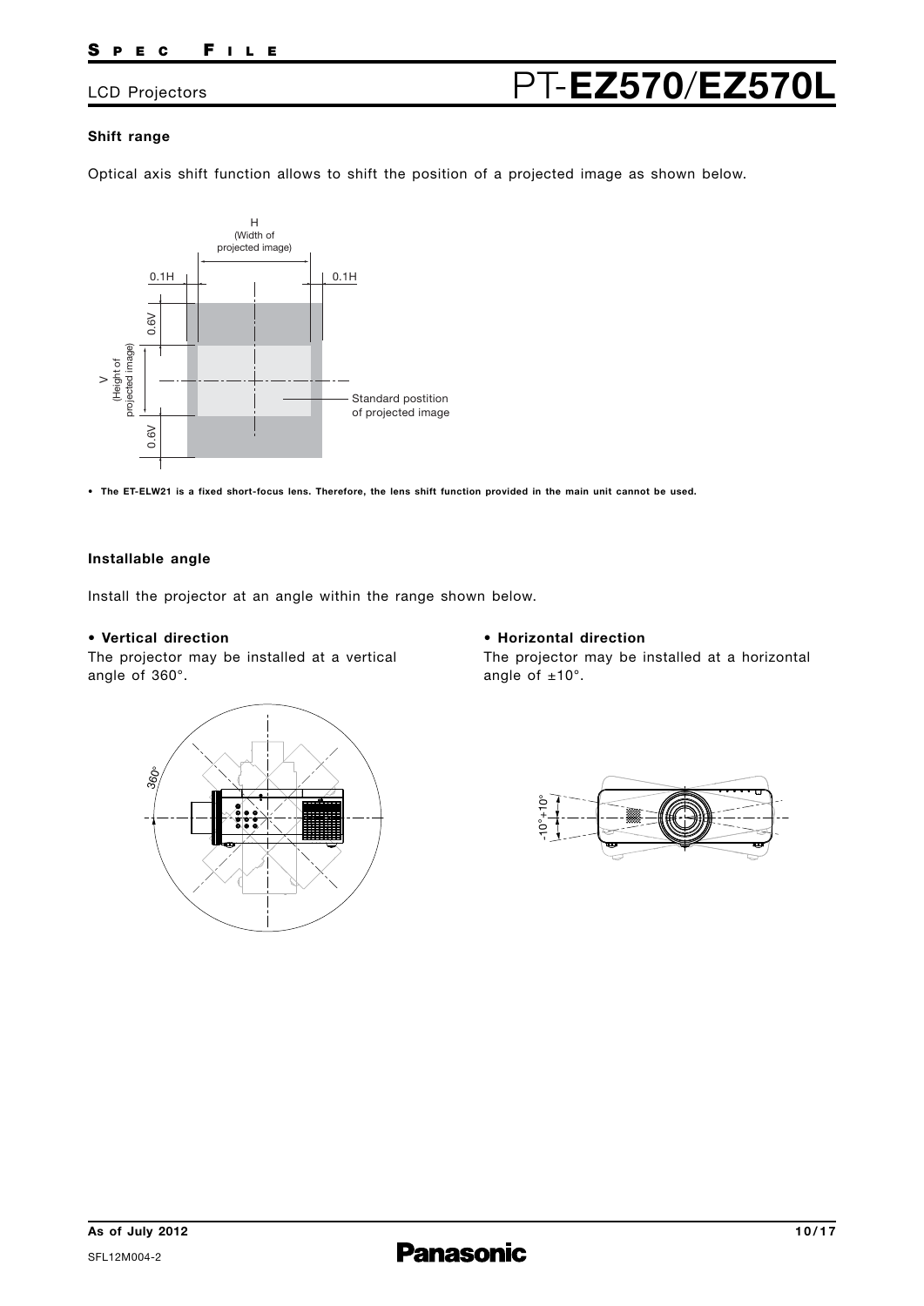### Shift range

Optical axis shift function allows to shift the position of a projected image as shown below.

• The ET-ELW21 is a fixed short-focus lens. Therefore, the lens shift function provided in the main unit cannot be used.

### Installable angle

Install the projector at an angle within the range shown below.

**• Vertical direction**

The projector may be installed at a vertical angle of 360°.

**• Horizontal direction**

The projector may be installed at a horizontal angle of ±10°.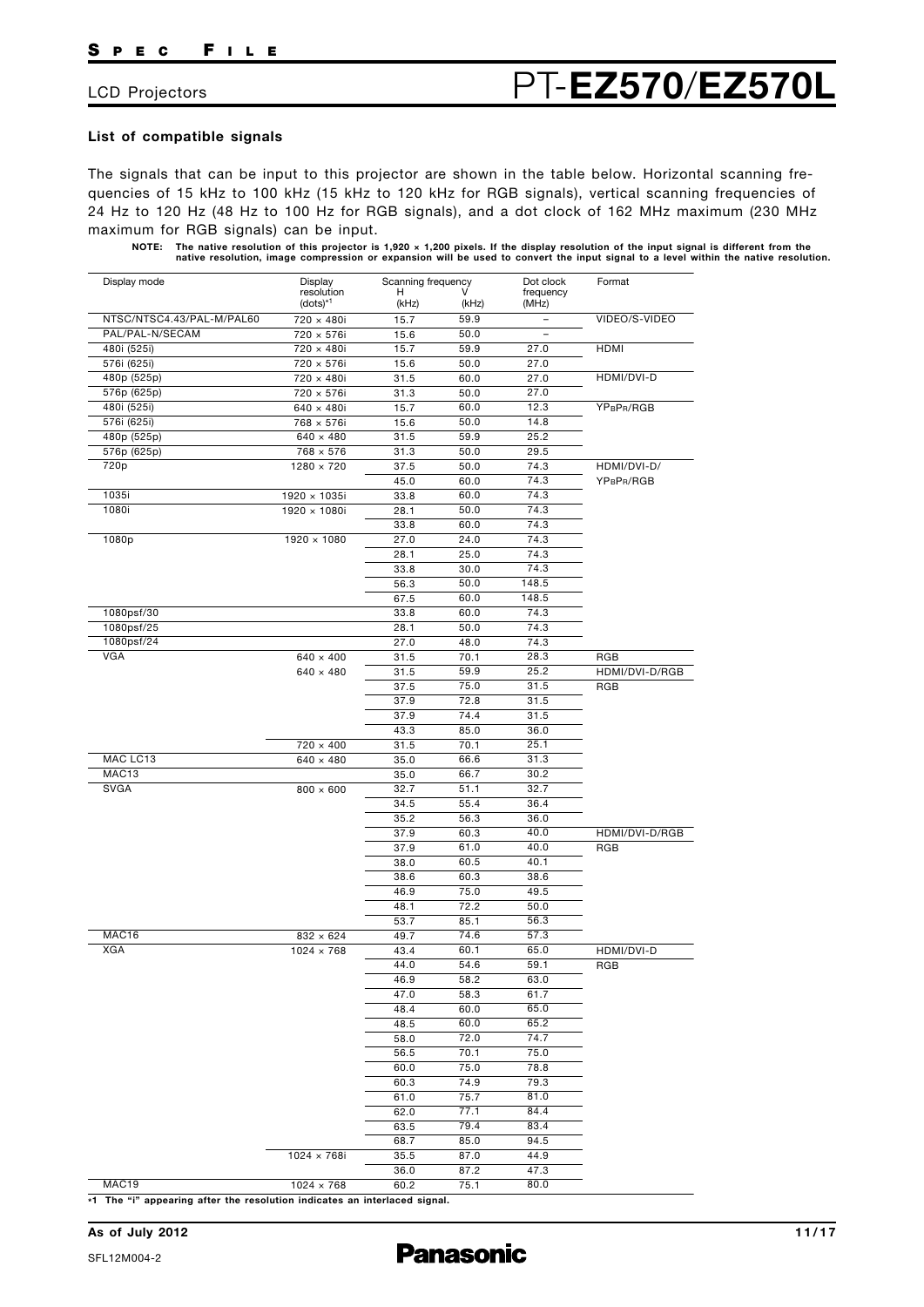# PT-EZ570/EZ570L

LCD Projectors

### List of compatible signals

The signals that can be input to this projector are shown in the table below. Horizontal scanning frequencies of 15 kHz to 100 kHz (15 kHz to 120 kHz for RGB signals), vertical scanning frequencies of 24 Hz to 120 Hz (48 Hz to 100 Hz for RGB signals), and a dot clock of 162 MHz maximum (230 MHz maximum for RGB signals) can be input.

**NOTE: The native resolution of this projector is 1,920 × 1,200 pixels. If the display resolution of the input signal is different from the native resolution, image compression or expansion will be used to convert the input signal to a level within the native resolution.**

| Display mode | Display resolution (dots)*1 | Scanning frequency H (kHz) | Scanning frequency V (kHz) | Dot clock frequency (MHz) | Format |
|---|---|---|---|---|---|
| NTSC/NTSC4.43/PAL-M/PAL60 | 720 × 480i | 15.7 | 59.9 | – | VIDEO/S-VIDEO |
| PAL/PAL-N/SECAM | 720 × 576i | 15.6 | 50.0 | – | |
| 480i (525i) | 720 × 480i | 15.7 | 59.9 | 27.0 | HDMI |
| 576i (625i) | 720 × 576i | 15.6 | 50.0 | 27.0 | |
| 480p (525p) | 720 × 480i | 31.5 | 60.0 | 27.0 | HDMI/DVI-D |
| 576p (625p) | 720 × 576i | 31.3 | 50.0 | 27.0 | |
| 480i (525i) | 640 × 480i | 15.7 | 60.0 | 12.3 | YPBPR/RGB |
| 576i (625i) | 768 × 576i | 15.6 | 50.0 | 14.8 | |
| 480p (525p) | 640 × 480 | 31.5 | 59.9 | 25.2 | |
| 576p (625p) | 768 × 576 | 31.3 | 50.0 | 29.5 | |
| 720p | 1280 × 720 | 37.5 | 50.0 | 74.3 | HDMI/DVI-D/ YPBPR/RGB |
| | | 45.0 | 60.0 | 74.3 | |
| 1035i | 1920 × 1035i | 33.8 | 60.0 | 74.3 | |
| 1080i | 1920 × 1080i | 28.1 | 50.0 | 74.3 | |
| | | 33.8 | 60.0 | 74.3 | |
| 1080p | 1920 × 1080 | 27.0 | 24.0 | 74.3 | |
| | | 28.1 | 25.0 | 74.3 | |
| | | 33.8 | 30.0 | 74.3 | |
| | | 56.3 | 50.0 | 148.5 | |
| | | 67.5 | 60.0 | 148.5 | |
| 1080psf/30 | | 33.8 | 60.0 | 74.3 | |
| 1080psf/25 | | 28.1 | 50.0 | 74.3 | |
| 1080psf/24 | | 27.0 | 48.0 | 74.3 | |
| VGA | 640 × 400 | 31.5 | 70.1 | 28.3 | RGB |
| | 640 × 480 | 31.5 | 59.9 | 25.2 | HDMI/DVI-D/RGB |
| | | 37.5 | 75.0 | 31.5 | RGB |
| | | 37.9 | 72.8 | 31.5 | |
| | | 37.9 | 74.4 | 31.5 | |
| | | 43.3 | 85.0 | 36.0 | |
| | 720 × 400 | 31.5 | 70.1 | 25.1 | |
| MAC LC13 | 640 × 480 | 35.0 | 66.6 | 31.3 | |
| MAC13 | | 35.0 | 66.7 | 30.2 | |
| SVGA | 800 × 600 | 32.7 | 51.1 | 32.7 | |
| | | 34.5 | 55.4 | 36.4 | |
| | | 35.2 | 56.3 | 36.0 | |
| | | 37.9 | 60.3 | 40.0 | HDMI/DVI-D/RGB |
| | | 37.9 | 61.0 | 40.0 | RGB |
| | | 38.0 | 60.5 | 40.1 | |
| | | 38.6 | 60.3 | 38.6 | |
| | | 46.9 | 75.0 | 49.5 | |
| | | 48.1 | 72.2 | 50.0 | |
| | | 53.7 | 85.1 | 56.3 | |
| MAC16 | 832 × 624 | 49.7 | 74.6 | 57.3 | |
| XGA | 1024 × 768 | 43.4 | 60.1 | 65.0 | HDMI/DVI-D |
| | | 44.0 | 54.6 | 59.1 | RGB |
| | | 46.9 | 58.2 | 63.0 | |
| | | 47.0 | 58.3 | 61.7 | |
| | | 48.4 | 60.0 | 65.0 | |
| | | 48.5 | 60.0 | 65.2 | |
| | | 58.0 | 72.0 | 74.7 | |
| | | 56.5 | 70.1 | 75.0 | |
| | | 60.0 | 75.0 | 78.8 | |
| | | 60.3 | 74.9 | 79.3 | |
| | | 61.0 | 75.7 | 81.0 | |
| | | 62.0 | 77.1 | 84.4 | |
| | | 63.5 | 79.4 | 83.4 | |
| | | 68.7 | 85.0 | 94.5 | |
| | 1024 × 768i | 35.5 | 87.0 | 44.9 | |
| | | 36.0 | 87.2 | 47.3 | |
| MAC19 | 1024 × 768 | 60.2 | 75.1 | 80.0 | |

*1 The "i" appearing after the resolution indicates an interlaced signal.

**As of July 2012**

SFL12M004-2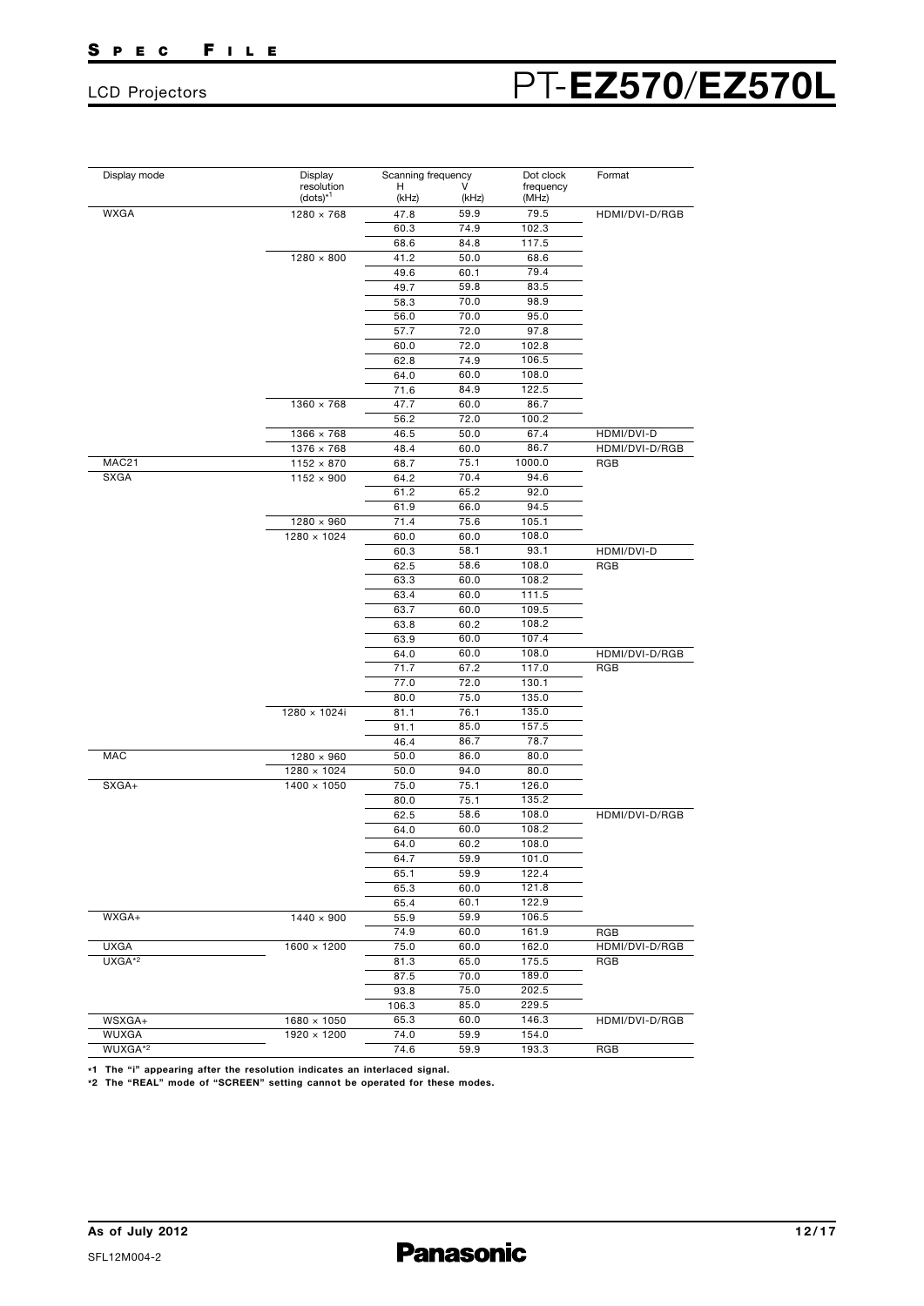# PT-EZ570/EZ570L

LCD Projectors

| Display mode | Display resolution (dots)*1 | Scanning frequency H (kHz) | Scanning frequency V (kHz) | Dot clock frequency (MHz) | Format |
|---|---|---|---|---|---|
| WXGA | 1280 × 768 | 47.8 | 59.9 | 79.5 | HDMI/DVI-D/RGB |
| | | 60.3 | 74.9 | 102.3 | |
| | | 68.6 | 84.8 | 117.5 | |
| | 1280 × 800 | 41.2 | 50.0 | 68.6 | |
| | | 49.6 | 60.1 | 79.4 | |
| | | 49.7 | 59.8 | 83.5 | |
| | | 58.3 | 70.0 | 98.9 | |
| | | 56.0 | 70.0 | 95.0 | |
| | | 57.7 | 72.0 | 97.8 | |
| | | 60.0 | 72.0 | 102.8 | |
| | | 62.8 | 74.9 | 106.5 | |
| | | 64.0 | 60.0 | 108.0 | |
| | | 71.6 | 84.9 | 122.5 | |
| | 1360 × 768 | 47.7 | 60.0 | 86.7 | |
| | | 56.2 | 72.0 | 100.2 | |
| | 1366 × 768 | 46.5 | 50.0 | 67.4 | HDMI/DVI-D |
| | 1376 × 768 | 48.4 | 60.0 | 86.7 | HDMI/DVI-D/RGB |
| MAC21 | 1152 × 870 | 68.7 | 75.1 | 1000.0 | RGB |
| SXGA | 1152 × 900 | 64.2 | 70.4 | 94.6 | |
| | | 61.2 | 65.2 | 92.0 | |
| | | 61.9 | 66.0 | 94.5 | |
| | 1280 × 960 | 71.4 | 75.6 | 105.1 | |
| | 1280 × 1024 | 60.0 | 60.0 | 108.0 | |
| | | 60.3 | 58.1 | 93.1 | HDMI/DVI-D |
| | | 62.5 | 58.6 | 108.0 | RGB |
| | | 63.3 | 60.0 | 108.2 | |
| | | 63.4 | 60.0 | 111.5 | |
| | | 63.7 | 60.0 | 109.5 | |
| | | 63.8 | 60.2 | 108.2 | |
| | | 63.9 | 60.0 | 107.4 | |
| | | 64.0 | 60.0 | 108.0 | HDMI/DVI-D/RGB |
| | | 71.7 | 67.2 | 117.0 | RGB |
| | | 77.0 | 72.0 | 130.1 | |
| | | 80.0 | 75.0 | 135.0 | |
| | 1280 × 1024i | 81.1 | 76.1 | 135.0 | |
| | | 91.1 | 85.0 | 157.5 | |
| | | 46.4 | 86.7 | 78.7 | |
| MAC | 1280 × 960 | 50.0 | 86.0 | 80.0 | |
| | 1280 × 1024 | 50.0 | 94.0 | 80.0 | |
| SXGA+ | 1400 × 1050 | 75.0 | 75.1 | 126.0 | |
| | | 80.0 | 75.1 | 135.2 | |
| | | 62.5 | 58.6 | 108.0 | HDMI/DVI-D/RGB |
| | | 64.0 | 60.0 | 108.2 | |
| | | 64.0 | 60.2 | 108.0 | |
| | | 64.7 | 59.9 | 101.0 | |
| | | 65.1 | 59.9 | 122.4 | |
| | | 65.3 | 60.0 | 121.8 | |
| | | 65.4 | 60.1 | 122.9 | |
| WXGA+ | 1440 × 900 | 55.9 | 59.9 | 106.5 | |
| | | 74.9 | 60.0 | 161.9 | RGB |
| UXGA | 1600 × 1200 | 75.0 | 60.0 | 162.0 | HDMI/DVI-D/RGB |
| UXGA*2 | | 81.3 | 65.0 | 175.5 | RGB |
| | | 87.5 | 70.0 | 189.0 | |
| | | 93.8 | 75.0 | 202.5 | |
| | | 106.3 | 85.0 | 229.5 | |
| WSXGA+ | 1680 × 1050 | 65.3 | 60.0 | 146.3 | HDMI/DVI-D/RGB |
| WUXGA | 1920 × 1200 | 74.0 | 59.9 | 154.0 | |
| WUXGA*2 | | 74.6 | 59.9 | 193.3 | RGB |

**\*1 The "i" appearing after the resolution indicates an interlaced signal.**
**\*2 The "REAL" mode of "SCREEN" setting cannot be operated for these modes.**

**As of July 2012**

SFL12M004-2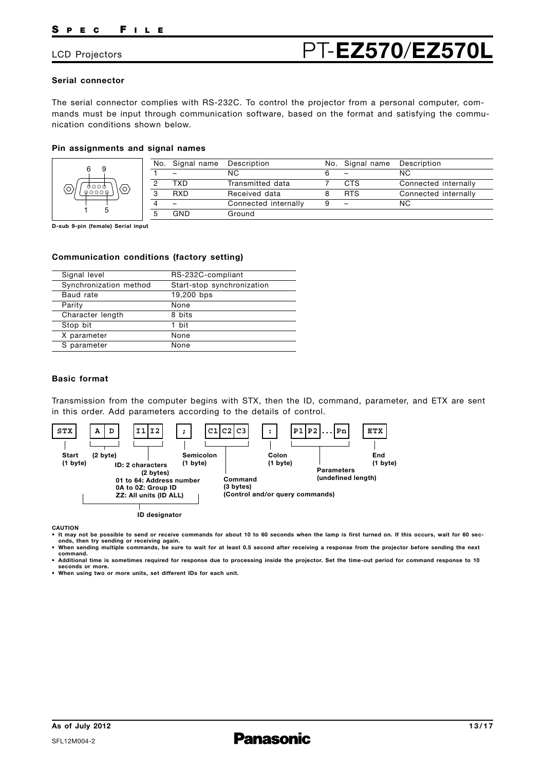## Serial connector

The serial connector complies with RS-232C. To control the projector from a personal computer, commands must be input through communication software, based on the format and satisfying the communication conditions shown below.

### Pin assignments and signal names

D-sub 9-pin (female) Serial input

| No. | Signal name | Description | No. | Signal name | Description |
|---|---|---|---|---|---|
| 1 | – | NC | 6 | – | NC |
| 2 | TXD | Transmitted data | 7 | CTS | Connected internally |
| 3 | RXD | Received data | 8 | RTS | Connected internally |
| 4 | – | Connected internally | 9 | – | NC |
| 5 | GND | Ground | | | |

### Communication conditions (factory setting)

| Signal level | RS-232C-compliant |
|---|---|
| Synchronization method | Start-stop synchronization |
| Baud rate | 19,200 bps |
| Parity | None |
| Character length | 8 bits |
| Stop bit | 1 bit |
| X parameter | None |
| S parameter | None |

### Basic format

Transmission from the computer begins with STX, then the ID, command, parameter, and ETX are sent in this order. Add parameters according to the details of control.

| STX | A D | I1 I2 | ; | C1 C2 C3 | : | P1 P2 ... Pn | ETX |
|---|---|---|---|---|---|---|---|
| Start (1 byte) | (2 byte) | ID: 2 characters (2 bytes) 01 to 64: Address number 0A to 0Z: Group ID ZZ: All units (ID ALL) | Semicolon (1 byte) | Command (3 bytes) (Control and/or query commands) | Colon (1 byte) | Parameters (undefined length) | End (1 byte) |

ID designator (A D + I1 I2)

**CAUTION**

- It may not be possible to send or receive commands for about 10 to 60 seconds when the lamp is first turned on. If this occurs, wait for 60 seconds, then try sending or receiving again.
- When sending multiple commands, be sure to wait for at least 0.5 second after receiving a response from the projector before sending the next command.
- Additional time is sometimes required for response due to processing inside the projector. Set the time-out period for command response to 10 seconds or more.
- When using two or more units, set different IDs for each unit.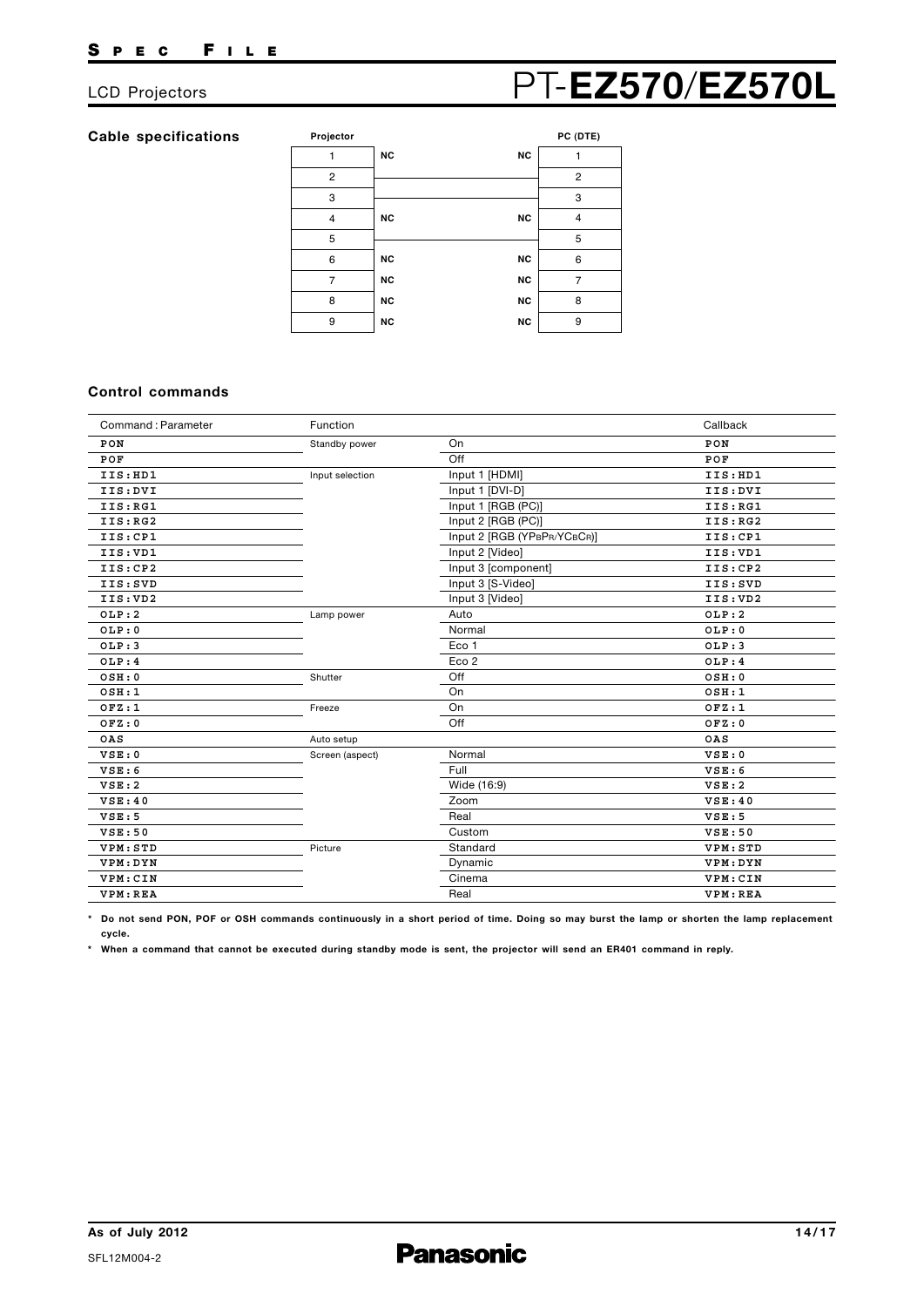## Cable specifications

| Projector | | | PC (DTE) |
|---|---|---|---|
| 1 | NC | NC | 1 |
| 2 | | | 2 |
| 3 | | | 3 |
| 4 | NC | NC | 4 |
| 5 | | | 5 |
| 6 | NC | NC | 6 |
| 7 | NC | NC | 7 |
| 8 | NC | NC | 8 |
| 9 | NC | NC | 9 |

## Control commands

| Command : Parameter | Function | | Callback |
|---|---|---|---|
| PON | Standby power | On | PON |
| POF | | Off | POF |
| IIS:HD1 | Input selection | Input 1 [HDMI] | IIS:HD1 |
| IIS:DVI | | Input 1 [DVI-D] | IIS:DVI |
| IIS:RG1 | | Input 1 [RGB (PC)] | IIS:RG1 |
| IIS:RG2 | | Input 2 [RGB (PC)] | IIS:RG2 |
| IIS:CP1 | | Input 2 [RGB (YPBPR/YCBCR)] | IIS:CP1 |
| IIS:VD1 | | Input 2 [Video] | IIS:VD1 |
| IIS:CP2 | | Input 3 [component] | IIS:CP2 |
| IIS:SVD | | Input 3 [S-Video] | IIS:SVD |
| IIS:VD2 | | Input 3 [Video] | IIS:VD2 |
| OLP:2 | Lamp power | Auto | OLP:2 |
| OLP:0 | | Normal | OLP:0 |
| OLP:3 | | Eco 1 | OLP:3 |
| OLP:4 | | Eco 2 | OLP:4 |
| OSH:0 | Shutter | Off | OSH:0 |
| OSH:1 | | On | OSH:1 |
| OFZ:1 | Freeze | On | OFZ:1 |
| OFZ:0 | | Off | OFZ:0 |
| OAS | Auto setup | | OAS |
| VSE:0 | Screen (aspect) | Normal | VSE:0 |
| VSE:6 | | Full | VSE:6 |
| VSE:2 | | Wide (16:9) | VSE:2 |
| VSE:40 | | Zoom | VSE:40 |
| VSE:5 | | Real | VSE:5 |
| VSE:50 | | Custom | VSE:50 |
| VPM:STD | Picture | Standard | VPM:STD |
| VPM:DYN | | Dynamic | VPM:DYN |
| VPM:CIN | | Cinema | VPM:CIN |
| VPM:REA | | Real | VPM:REA |

\* **Do not send PON, POF or OSH commands continuously in a short period of time. Doing so may burst the lamp or shorten the lamp replacement cycle.**

\* **When a command that cannot be executed during standby mode is sent, the projector will send an ER401 command in reply.**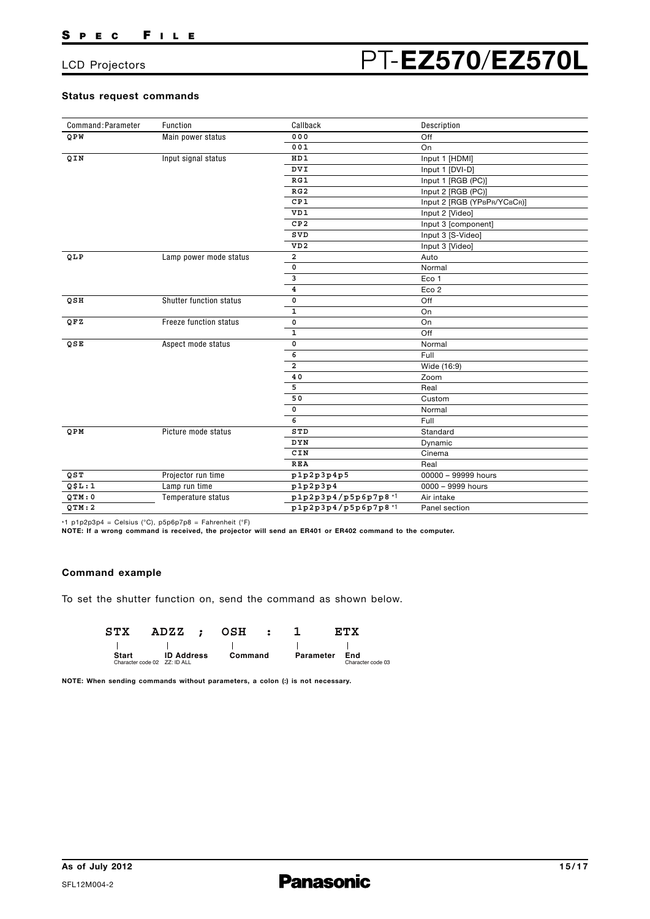## Status request commands

| Command: Parameter | Function | Callback | Description |
|---|---|---|---|
| QPW | Main power status | 000 | Off |
| | | 001 | On |
| QIN | Input signal status | HD1 | Input 1 [HDMI] |
| | | DVI | Input 1 [DVI-D] |
| | | RG1 | Input 1 [RGB (PC)] |
| | | RG2 | Input 2 [RGB (PC)] |
| | | CP1 | Input 2 [RGB (YPBPR/YCBCR)] |
| | | VD1 | Input 2 [Video] |
| | | CP2 | Input 3 [component] |
| | | SVD | Input 3 [S-Video] |
| | | VD2 | Input 3 [Video] |
| QLP | Lamp power mode status | 2 | Auto |
| | | 0 | Normal |
| | | 3 | Eco 1 |
| | | 4 | Eco 2 |
| QSH | Shutter function status | 0 | Off |
| | | 1 | On |
| QFZ | Freeze function status | 0 | On |
| | | 1 | Off |
| QSE | Aspect mode status | 0 | Normal |
| | | 6 | Full |
| | | 2 | Wide (16:9) |
| | | 40 | Zoom |
| | | 5 | Real |
| | | 50 | Custom |
| | | 0 | Normal |
| | | 6 | Full |
| QPM | Picture mode status | STD | Standard |
| | | DYN | Dynamic |
| | | CIN | Cinema |
| | | REA | Real |
| QST | Projector run time | p1p2p3p4p5 | 00000 – 99999 hours |
| Q$L:1 | Lamp run time | p1p2p3p4 | 0000 – 9999 hours |
| QTM:0 | Temperature status | p1p2p3p4/p5p6p7p8 *1 | Air intake |
| QTM:2 | | p1p2p3p4/p5p6p7p8 *1 | Panel section |

*1 p1p2p3p4 = Celsius (°C), p5p6p7p8 = Fahrenheit (°F)

**NOTE: If a wrong command is received, the projector will send an ER401 or ER402 command to the computer.**

## Command example

To set the shutter function on, send the command as shown below.

| STX | ADZZ | ; | OSH | : | 1 | ETX |
|---|---|---|---|---|---|---|
| Start (Character code 02) | ID Address (ZZ: ID ALL) | | Command | | Parameter | End (Character code 03) |

**NOTE: When sending commands without parameters, a colon (:) is not necessary.**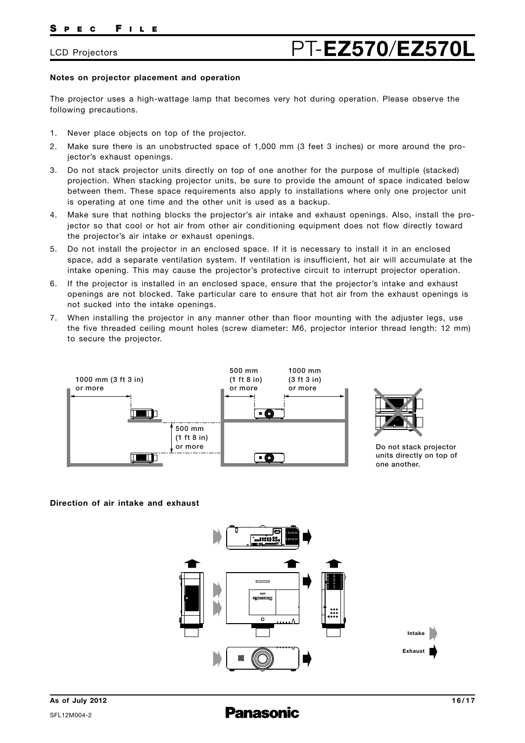## Notes on projector placement and operation

The projector uses a high-wattage lamp that becomes very hot during operation. Please observe the following precautions.

1. Never place objects on top of the projector.
2. Make sure there is an unobstructed space of 1,000 mm (3 feet 3 inches) or more around the projector's exhaust openings.
3. Do not stack projector units directly on top of one another for the purpose of multiple (stacked) projection. When stacking projector units, be sure to provide the amount of space indicated below between them. These space requirements also apply to installations where only one projector unit is operating at one time and the other unit is used as a backup.
4. Make sure that nothing blocks the projector's air intake and exhaust openings. Also, install the projector so that cool or hot air from other air conditioning equipment does not flow directly toward the projector's air intake or exhaust openings.
5. Do not install the projector in an enclosed space. If it is necessary to install it in an enclosed space, add a separate ventilation system. If ventilation is insufficient, hot air will accumulate at the intake opening. This may cause the projector's protective circuit to interrupt projector operation.
6. If the projector is installed in an enclosed space, ensure that the projector's intake and exhaust openings are not blocked. Take particular care to ensure that hot air from the exhaust openings is not sucked into the intake openings.
7. When installing the projector in any manner other than floor mounting with the adjuster legs, use the five threaded ceiling mount holes (screw diameter: M6, projector interior thread length: 12 mm) to secure the projector.

1000 mm (3 ft 3 in) or more

500 mm (1 ft 8 in) or more

500 mm (1 ft 8 in) or more

1000 mm (3 ft 3 in) or more

Do not stack projector units directly on top of one another.

## Direction of air intake and exhaust

Intake

Exhaust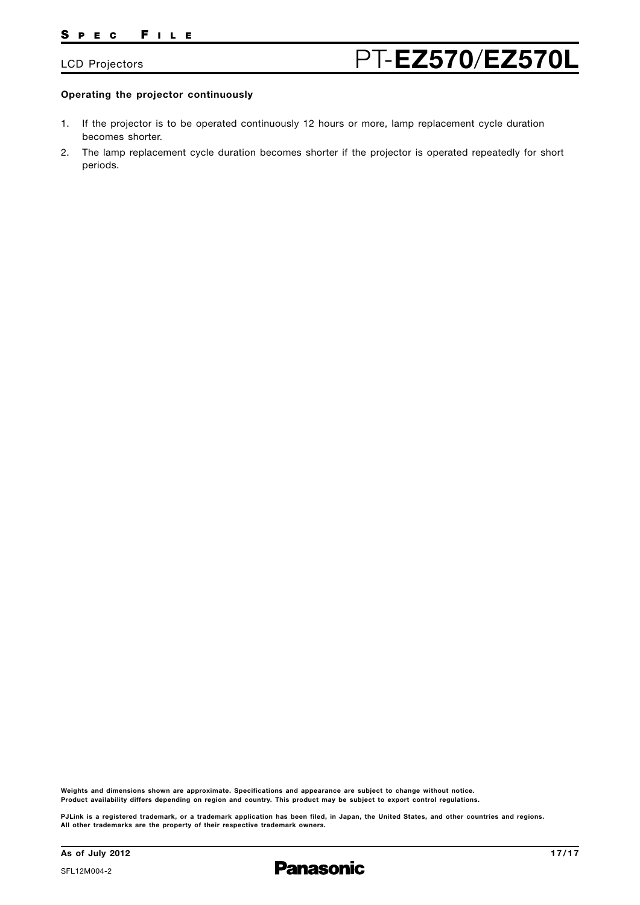**Operating the projector continuously**

1. If the projector is to be operated continuously 12 hours or more, lamp replacement cycle duration becomes shorter.
2. The lamp replacement cycle duration becomes shorter if the projector is operated repeatedly for short periods.

**Weights and dimensions shown are approximate. Specifications and appearance are subject to change without notice.**
**Product availability differs depending on region and country. This product may be subject to export control regulations.**

**PJLink is a registered trademark, or a trademark application has been filed, in Japan, the United States, and other countries and regions.**
**All other trademarks are the property of their respective trademark owners.**

**As of July 2012**

SFL12M004-2